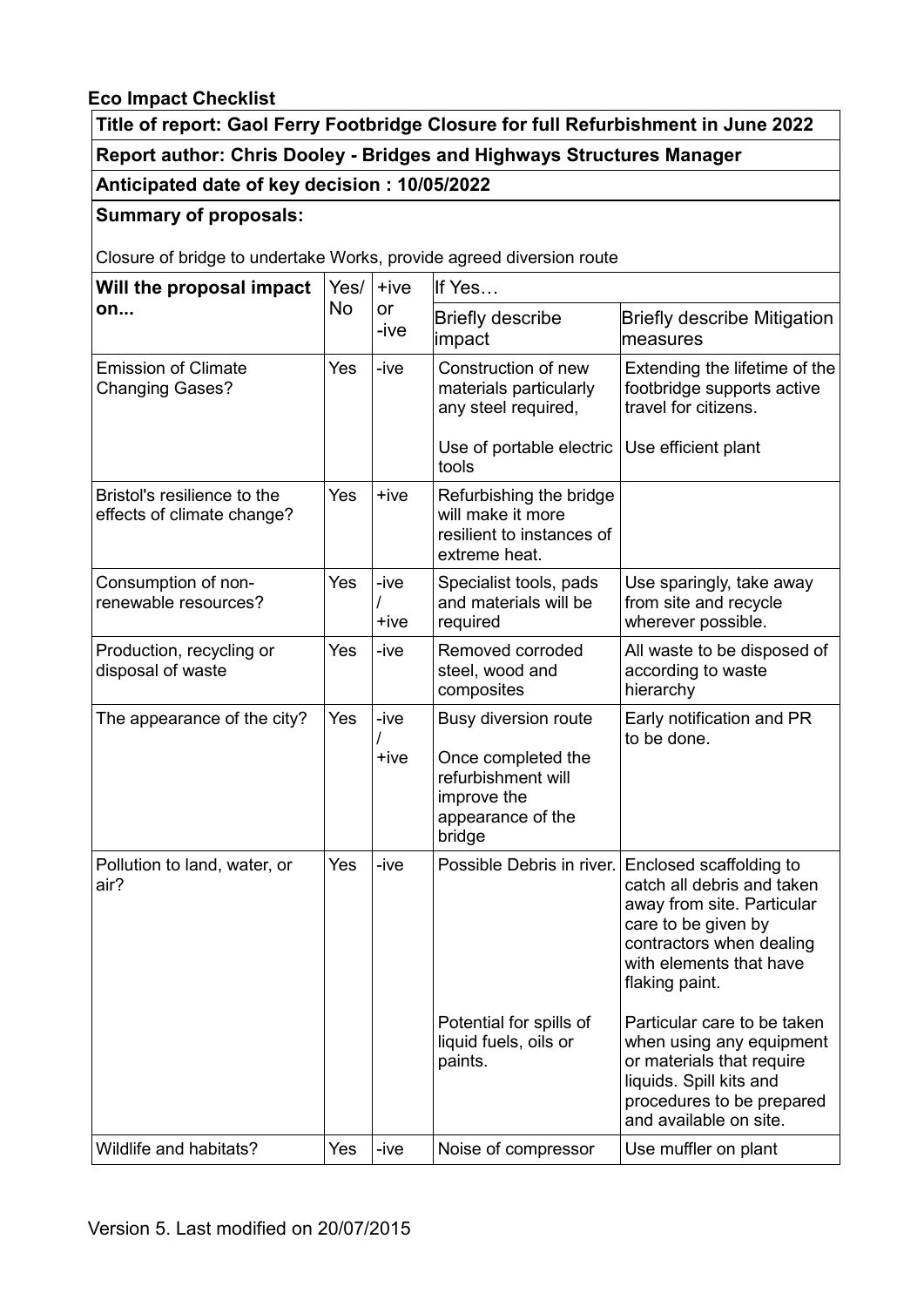**Eco Impact Checklist**

**Title of report: Gaol Ferry Footbridge Closure for full Refurbishment in June 2022**

**Report author: Chris Dooley - Bridges and Highways Structures Manager**

**Anticipated date of key decision : 10/05/2022**

**Summary of proposals:**

Closure of bridge to undertake Works, provide agreed diversion route

| **Will the proposal impact on...** | Yes/ No | +ive or -ive | If Yes… Briefly describe impact | Briefly describe Mitigation measures |
|---|---|---|---|---|
| Emission of Climate Changing Gases? | Yes | -ive | Construction of new materials particularly any steel required,<br><br>Use of portable electric tools | Extending the lifetime of the footbridge supports active travel for citizens.<br><br>Use efficient plant |
| Bristol's resilience to the effects of climate change? | Yes | +ive | Refurbishing the bridge will make it more resilient to instances of extreme heat. | |
| Consumption of non-renewable resources? | Yes | -ive / +ive | Specialist tools, pads and materials will be required | Use sparingly, take away from site and recycle wherever possible. |
| Production, recycling or disposal of waste | Yes | -ive | Removed corroded steel, wood and composites | All waste to be disposed of according to waste hierarchy |
| The appearance of the city? | Yes | -ive / +ive | Busy diversion route<br><br>Once completed the refurbishment will improve the appearance of the bridge | Early notification and PR to be done. |
| Pollution to land, water, or air? | Yes | -ive | Possible Debris in river.<br><br>Potential for spills of liquid fuels, oils or paints. | Enclosed scaffolding to catch all debris and taken away from site. Particular care to be given by contractors when dealing with elements that have flaking paint.<br><br>Particular care to be taken when using any equipment or materials that require liquids. Spill kits and procedures to be prepared and available on site. |
| Wildlife and habitats? | Yes | -ive | Noise of compressor | Use muffler on plant |

Version 5. Last modified on 20/07/2015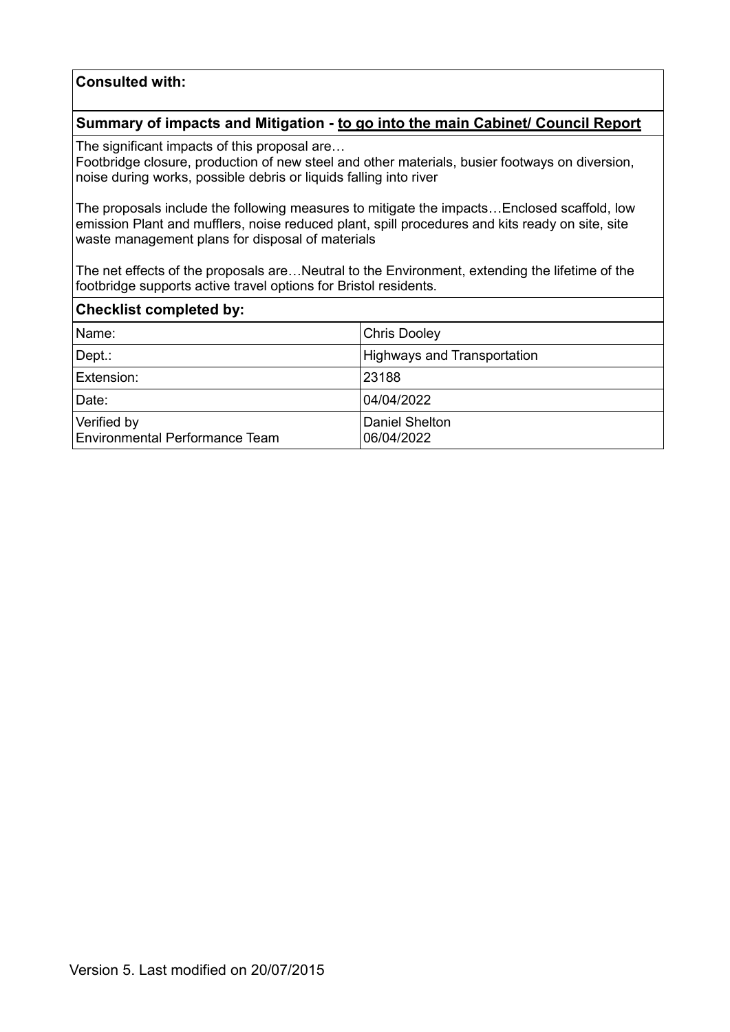**Consulted with:**

**Summary of impacts and Mitigation - <u>to go into the main Cabinet/ Council Report</u>**

The significant impacts of this proposal are…
Footbridge closure, production of new steel and other materials, busier footways on diversion, noise during works, possible debris or liquids falling into river

The proposals include the following measures to mitigate the impacts…Enclosed scaffold, low emission Plant and mufflers, noise reduced plant, spill procedures and kits ready on site, site waste management plans for disposal of materials

The net effects of the proposals are…Neutral to the Environment, extending the lifetime of the footbridge supports active travel options for Bristol residents.

**Checklist completed by:**

| | |
|---|---|
| Name: | Chris Dooley |
| Dept.: | Highways and Transportation |
| Extension: | 23188 |
| Date: | 04/04/2022 |
| Verified by Environmental Performance Team | Daniel Shelton 06/04/2022 |

Version 5. Last modified on 20/07/2015